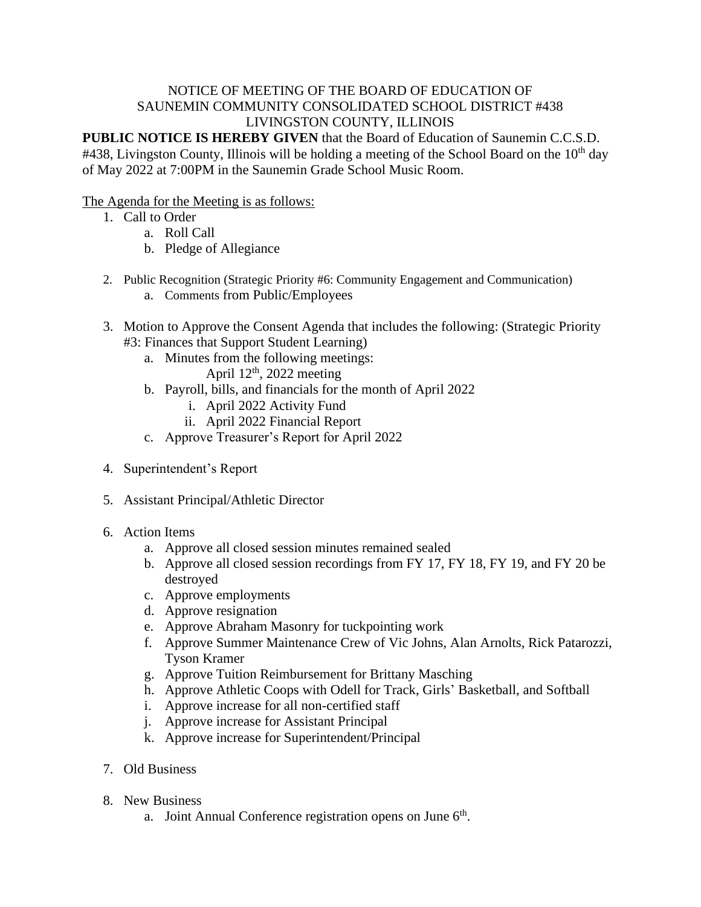NOTICE OF MEETING OF THE BOARD OF EDUCATION OF
SAUNEMIN COMMUNITY CONSOLIDATED SCHOOL DISTRICT #438
LIVINGSTON COUNTY, ILLINOIS

**PUBLIC NOTICE IS HEREBY GIVEN** that the Board of Education of Saunemin C.C.S.D. #438, Livingston County, Illinois will be holding a meeting of the School Board on the 10th day of May 2022 at 7:00PM in the Saunemin Grade School Music Room.

The Agenda for the Meeting is as follows:

1. Call to Order
    a. Roll Call
    b. Pledge of Allegiance

2. Public Recognition (Strategic Priority #6: Community Engagement and Communication)
    a. Comments from Public/Employees

3. Motion to Approve the Consent Agenda that includes the following: (Strategic Priority #3: Finances that Support Student Learning)
    a. Minutes from the following meetings:
       April 12th, 2022 meeting
    b. Payroll, bills, and financials for the month of April 2022
       i. April 2022 Activity Fund
       ii. April 2022 Financial Report
    c. Approve Treasurer's Report for April 2022

4. Superintendent's Report

5. Assistant Principal/Athletic Director

6. Action Items
    a. Approve all closed session minutes remained sealed
    b. Approve all closed session recordings from FY 17, FY 18, FY 19, and FY 20 be destroyed
    c. Approve employments
    d. Approve resignation
    e. Approve Abraham Masonry for tuckpointing work
    f. Approve Summer Maintenance Crew of Vic Johns, Alan Arnolts, Rick Patarozzi, Tyson Kramer
    g. Approve Tuition Reimbursement for Brittany Masching
    h. Approve Athletic Coops with Odell for Track, Girls' Basketball, and Softball
    i. Approve increase for all non-certified staff
    j. Approve increase for Assistant Principal
    k. Approve increase for Superintendent/Principal

7. Old Business

8. New Business
    a. Joint Annual Conference registration opens on June 6th.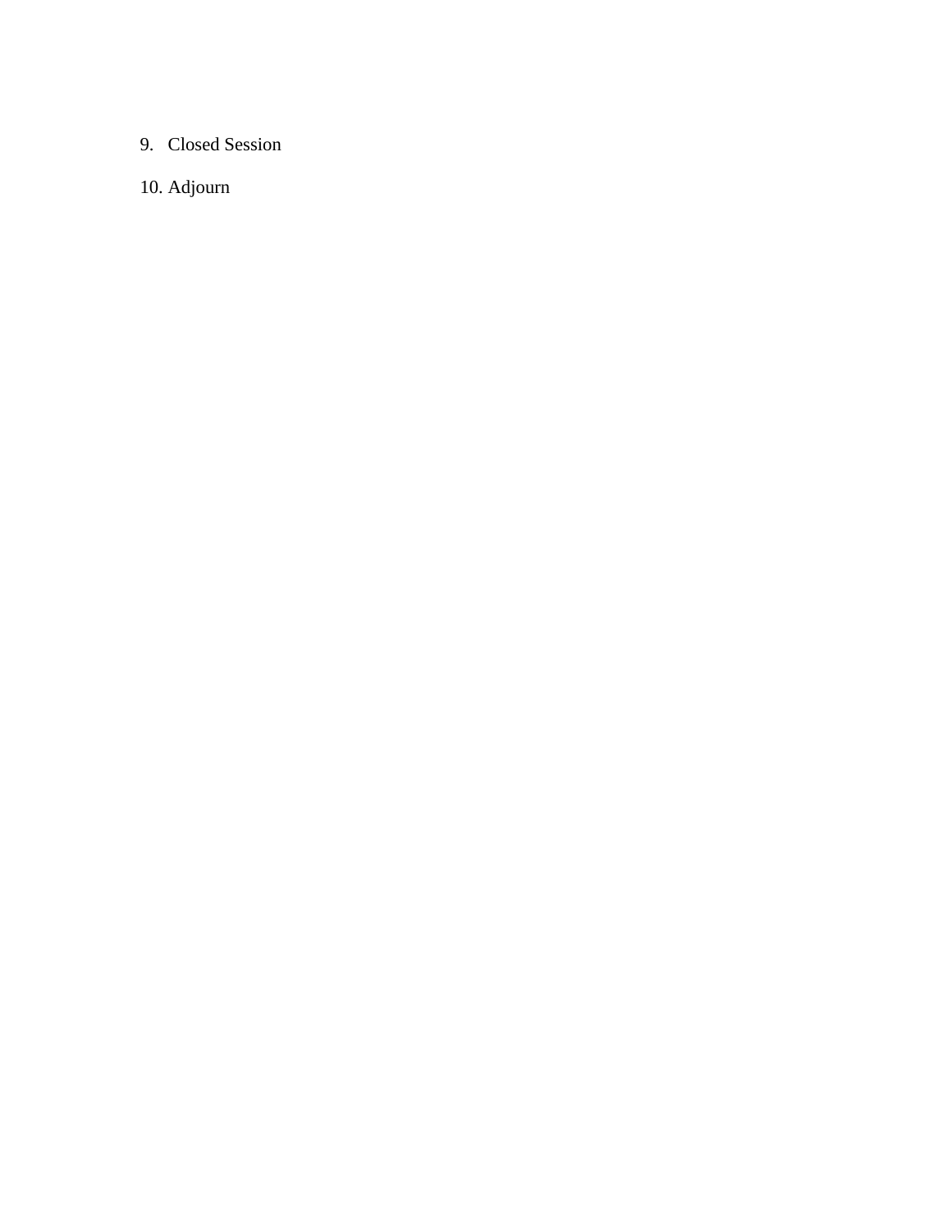9. Closed Session

10. Adjourn